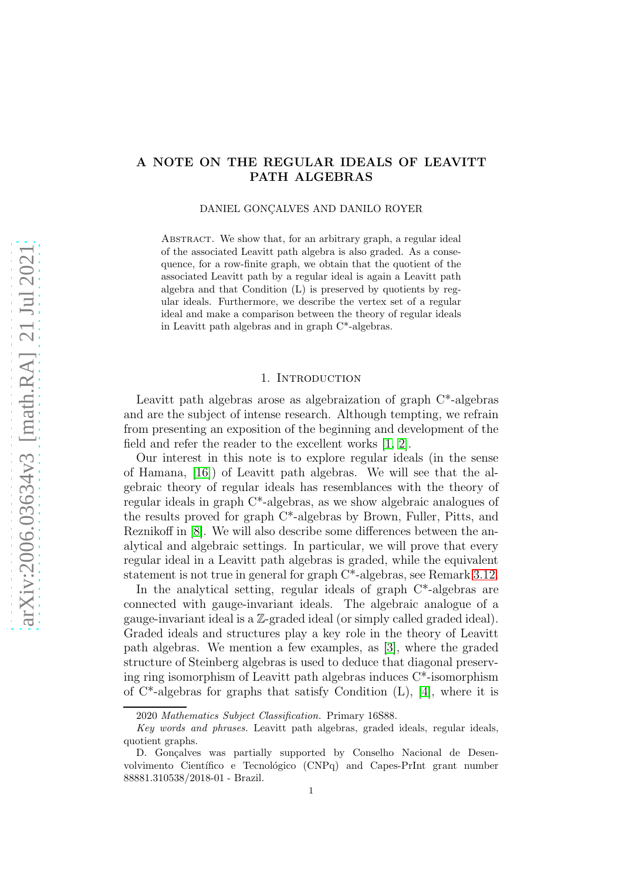# A NOTE ON THE REGULAR IDEALS OF LEAVITT PATH ALGEBRAS

DANIEL GONÇALVES AND DANILO ROYER

Abstract. We show that, for an arbitrary graph, a regular ideal of the associated Leavitt path algebra is also graded. As a consequence, for a row-finite graph, we obtain that the quotient of the associated Leavitt path by a regular ideal is again a Leavitt path algebra and that Condition (L) is preserved by quotients by regular ideals. Furthermore, we describe the vertex set of a regular ideal and make a comparison between the theory of regular ideals in Leavitt path algebras and in graph C*-algebras.

## 1. Introduction

Leavitt path algebras arose as algebraization of graph C*-algebras and are the subject of intense research. Although tempting, we refrain from presenting an exposition of the beginning and development of the field and refer the reader to the excellent works [1, 2].

Our interest in this note is to explore regular ideals (in the sense of Hamana, [16]) of Leavitt path algebras. We will see that the algebraic theory of regular ideals has resemblances with the theory of regular ideals in graph C*-algebras, as we show algebraic analogues of the results proved for graph C*-algebras by Brown, Fuller, Pitts, and Reznikoff in [8]. We will also describe some differences between the analytical and algebraic settings. In particular, we will prove that every regular ideal in a Leavitt path algebras is graded, while the equivalent statement is not true in general for graph C*-algebras, see Remark 3.12.

In the analytical setting, regular ideals of graph C*-algebras are connected with gauge-invariant ideals. The algebraic analogue of a gauge-invariant ideal is a $\mathbb{Z}$-graded ideal (or simply called graded ideal). Graded ideals and structures play a key role in the theory of Leavitt path algebras. We mention a few examples, as [3], where the graded structure of Steinberg algebras is used to deduce that diagonal preserving ring isomorphism of Leavitt path algebras induces C*-isomorphism of C*-algebras for graphs that satisfy Condition (L), [4], where it is

2020 *Mathematics Subject Classification.* Primary 16S88.

*Key words and phrases.* Leavitt path algebras, graded ideals, regular ideals, quotient graphs.

D. Gonçalves was partially supported by Conselho Nacional de Desenvolvimento Científico e Tecnológico (CNPq) and Capes-PrInt grant number 88881.310538/2018-01 - Brazil.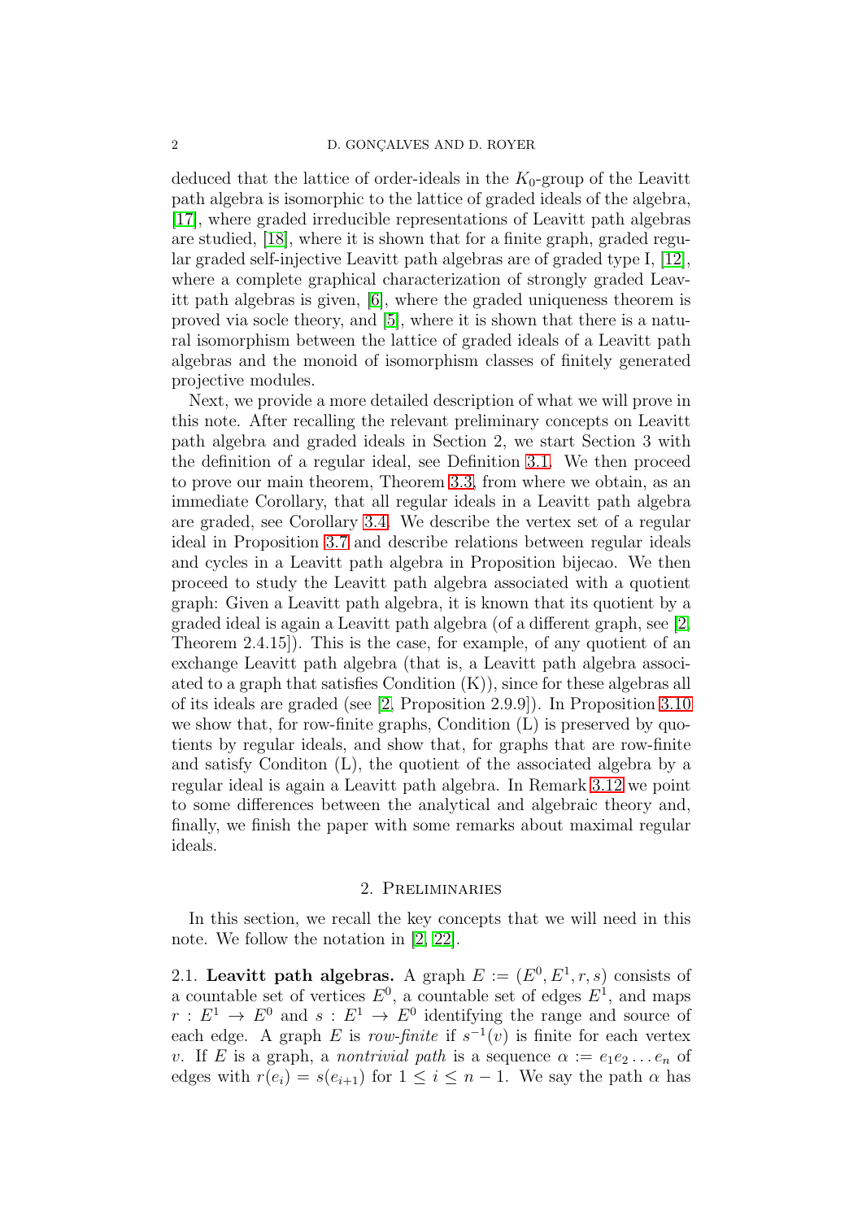deduced that the lattice of order-ideals in the $K_0$-group of the Leavitt path algebra is isomorphic to the lattice of graded ideals of the algebra, [17], where graded irreducible representations of Leavitt path algebras are studied, [18], where it is shown that for a finite graph, graded regular graded self-injective Leavitt path algebras are of graded type I, [12], where a complete graphical characterization of strongly graded Leavitt path algebras is given, [6], where the graded uniqueness theorem is proved via socle theory, and [5], where it is shown that there is a natural isomorphism between the lattice of graded ideals of a Leavitt path algebras and the monoid of isomorphism classes of finitely generated projective modules.

Next, we provide a more detailed description of what we will prove in this note. After recalling the relevant preliminary concepts on Leavitt path algebra and graded ideals in Section 2, we start Section 3 with the definition of a regular ideal, see Definition 3.1. We then proceed to prove our main theorem, Theorem 3.3, from where we obtain, as an immediate Corollary, that all regular ideals in a Leavitt path algebra are graded, see Corollary 3.4. We describe the vertex set of a regular ideal in Proposition 3.7 and describe relations between regular ideals and cycles in a Leavitt path algebra in Proposition bijecao. We then proceed to study the Leavitt path algebra associated with a quotient graph: Given a Leavitt path algebra, it is known that its quotient by a graded ideal is again a Leavitt path algebra (of a different graph, see [2, Theorem 2.4.15]). This is the case, for example, of any quotient of an exchange Leavitt path algebra (that is, a Leavitt path algebra associated to a graph that satisfies Condition (K)), since for these algebras all of its ideals are graded (see [2, Proposition 2.9.9]). In Proposition 3.10 we show that, for row-finite graphs, Condition (L) is preserved by quotients by regular ideals, and show that, for graphs that are row-finite and satisfy Conditon (L), the quotient of the associated algebra by a regular ideal is again a Leavitt path algebra. In Remark 3.12 we point to some differences between the analytical and algebraic theory and, finally, we finish the paper with some remarks about maximal regular ideals.

## 2. Preliminaries

In this section, we recall the key concepts that we will need in this note. We follow the notation in [2, 22].

2.1. **Leavitt path algebras.** A graph $E := (E^0, E^1, r, s)$ consists of a countable set of vertices $E^0$, a countable set of edges $E^1$, and maps $r : E^1 \to E^0$ and $s : E^1 \to E^0$ identifying the range and source of each edge. A graph $E$ is *row-finite* if $s^{-1}(v)$ is finite for each vertex $v$. If $E$ is a graph, a *nontrivial path* is a sequence $\alpha := e_1 e_2 \ldots e_n$ of edges with $r(e_i) = s(e_{i+1})$ for $1 \leq i \leq n-1$. We say the path $\alpha$ has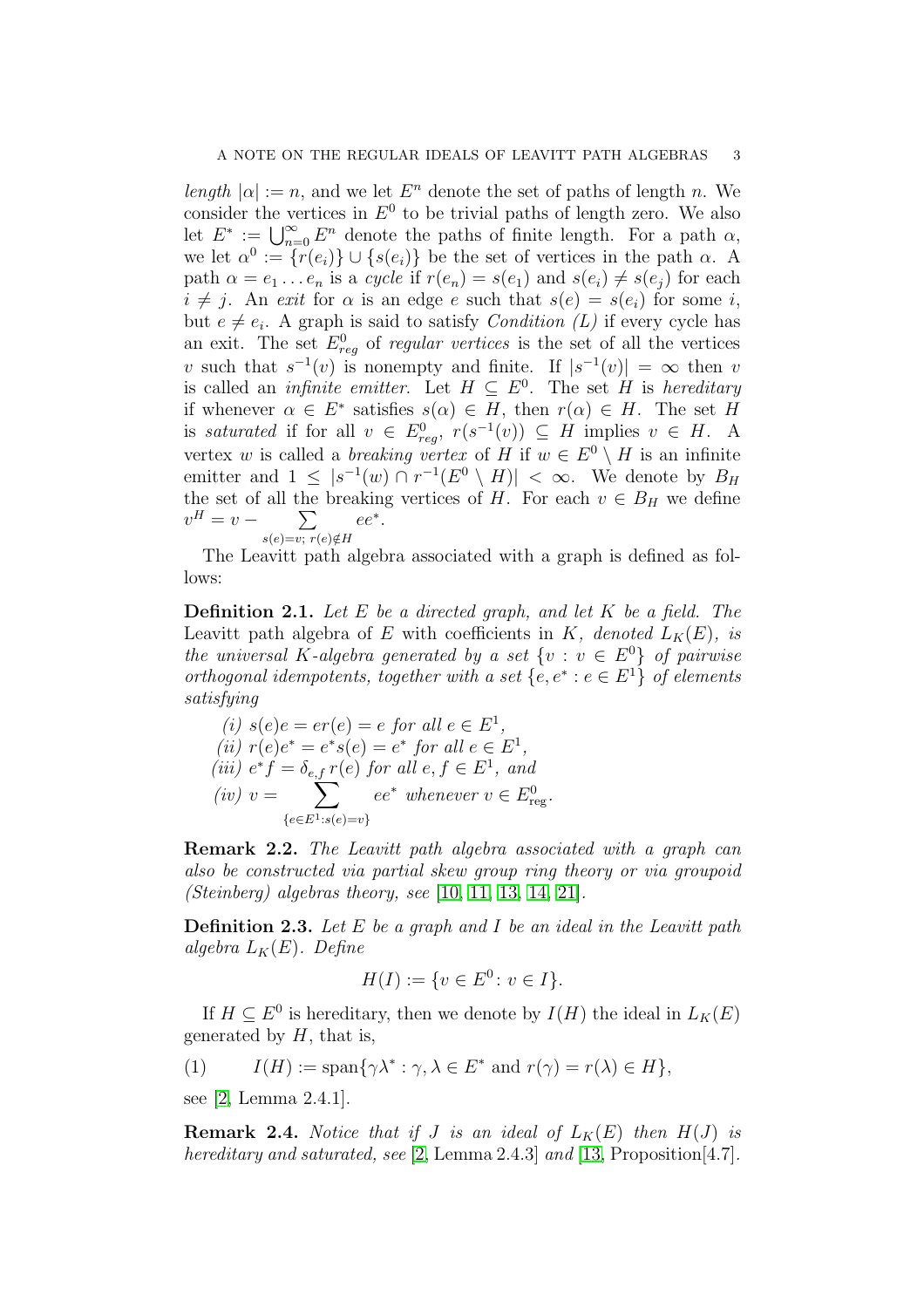*length* $|\alpha| := n$, and we let $E^n$ denote the set of paths of length $n$. We consider the vertices in $E^0$ to be trivial paths of length zero. We also let $E^* := \bigcup_{n=0}^{\infty} E^n$ denote the paths of finite length. For a path $\alpha$, we let $\alpha^0 := \{r(e_i)\} \cup \{s(e_i)\}$ be the set of vertices in the path $\alpha$. A path $\alpha = e_1 \dots e_n$ is a *cycle* if $r(e_n) = s(e_1)$ and $s(e_i) \neq s(e_j)$ for each $i \neq j$. An *exit* for $\alpha$ is an edge $e$ such that $s(e) = s(e_i)$ for some $i$, but $e \neq e_i$. A graph is said to satisfy *Condition (L)* if every cycle has an exit. The set $E^0_{reg}$ of *regular vertices* is the set of all the vertices $v$ such that $s^{-1}(v)$ is nonempty and finite. If $|s^{-1}(v)| = \infty$ then $v$ is called an *infinite emitter*. Let $H \subseteq E^0$. The set $H$ is *hereditary* if whenever $\alpha \in E^*$ satisfies $s(\alpha) \in H$, then $r(\alpha) \in H$. The set $H$ is *saturated* if for all $v \in E^0_{reg}$, $r(s^{-1}(v)) \subseteq H$ implies $v \in H$. A vertex $w$ is called a *breaking vertex* of $H$ if $w \in E^0 \setminus H$ is an infinite emitter and $1 \leq |s^{-1}(w) \cap r^{-1}(E^0 \setminus H)| < \infty$. We denote by $B_H$ the set of all the breaking vertices of $H$. For each $v \in B_H$ we define $v^H = v - \sum_{s(e)=v;\ r(e)\notin H} ee^*$.

The Leavitt path algebra associated with a graph is defined as follows:

**Definition 2.1.** *Let $E$ be a directed graph, and let $K$ be a field. The* Leavitt path algebra of $E$ with coefficients in $K$, *denoted $L_K(E)$, is the universal $K$-algebra generated by a set $\{v : v \in E^0\}$ of pairwise orthogonal idempotents, together with a set $\{e, e^* : e \in E^1\}$ of elements satisfying*

*(i)* $s(e)e = er(e) = e$ *for all* $e \in E^1$,

*(ii)* $r(e)e^* = e^*s(e) = e^*$ *for all* $e \in E^1$,

*(iii)* $e^*f = \delta_{e,f}\, r(e)$ *for all* $e, f \in E^1$, *and*

*(iv)* $v = \sum_{\{e \in E^1 : s(e) = v\}} ee^*$ *whenever* $v \in E^0_{\text{reg}}$.

**Remark 2.2.** *The Leavitt path algebra associated with a graph can also be constructed via partial skew group ring theory or via groupoid (Steinberg) algebras theory, see* [10, 11, 13, 14, 21].

**Definition 2.3.** *Let $E$ be a graph and $I$ be an ideal in the Leavitt path algebra $L_K(E)$. Define*

$$H(I) := \{v \in E^0 \colon v \in I\}.$$

If $H \subseteq E^0$ is hereditary, then we denote by $I(H)$ the ideal in $L_K(E)$ generated by $H$, that is,

$$I(H) := \text{span}\{\gamma\lambda^* : \gamma, \lambda \in E^* \text{ and } r(\gamma) = r(\lambda) \in H\}, \tag{1}$$

see [2, Lemma 2.4.1].

**Remark 2.4.** *Notice that if $J$ is an ideal of $L_K(E)$ then $H(J)$ is hereditary and saturated, see* [2, Lemma 2.4.3] *and* [13, Proposition[4.7].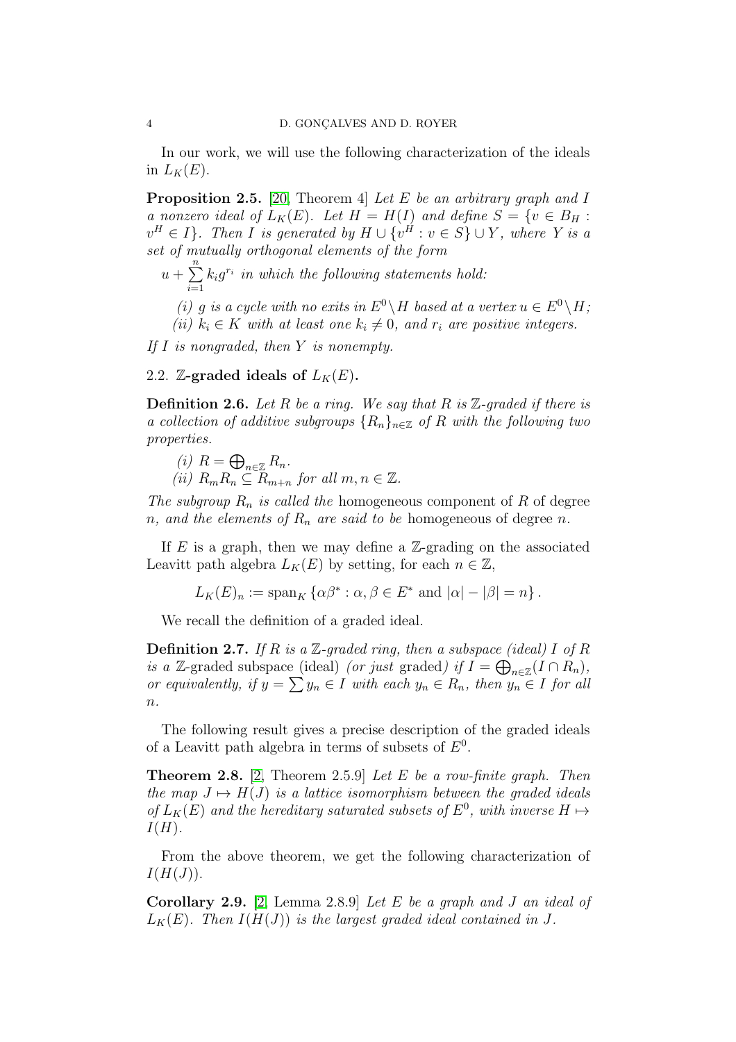In our work, we will use the following characterization of the ideals in $L_K(E)$.

**Proposition 2.5.** [20, Theorem 4] *Let $E$ be an arbitrary graph and $I$ a nonzero ideal of $L_K(E)$. Let $H = H(I)$ and define $S = \{v \in B_H : v^H \in I\}$. Then $I$ is generated by $H \cup \{v^H : v \in S\} \cup Y$, where $Y$ is a set of mutually orthogonal elements of the form*

*$u + \sum_{i=1}^{n} k_i g^{r_i}$ in which the following statements hold:*

*(i) $g$ is a cycle with no exits in $E^0 \setminus H$ based at a vertex $u \in E^0 \setminus H$;*

*(ii) $k_i \in K$ with at least one $k_i \neq 0$, and $r_i$ are positive integers.*

*If $I$ is nongraded, then $Y$ is nonempty.*

## 2.2. $\mathbb{Z}$-graded ideals of $L_K(E)$.

**Definition 2.6.** *Let $R$ be a ring. We say that $R$ is $\mathbb{Z}$-graded if there is a collection of additive subgroups $\{R_n\}_{n\in\mathbb{Z}}$ of $R$ with the following two properties.*

*(i) $R = \bigoplus_{n\in\mathbb{Z}} R_n$.*

*(ii) $R_m R_n \subseteq R_{m+n}$ for all $m, n \in \mathbb{Z}$.*

*The subgroup $R_n$ is called the* homogeneous component of $R$ of degree $n$*, and the elements of $R_n$ are said to be* homogeneous of degree $n$.

If $E$ is a graph, then we may define a $\mathbb{Z}$-grading on the associated Leavitt path algebra $L_K(E)$ by setting, for each $n \in \mathbb{Z}$,

$$L_K(E)_n := \operatorname{span}_K \{\alpha\beta^* : \alpha, \beta \in E^* \text{ and } |\alpha| - |\beta| = n\}.$$

We recall the definition of a graded ideal.

**Definition 2.7.** *If $R$ is a $\mathbb{Z}$-graded ring, then a subspace (ideal) $I$ of $R$ is a* $\mathbb{Z}$-graded subspace (ideal) *(or just* graded*) if $I = \bigoplus_{n\in\mathbb{Z}}(I \cap R_n)$, or equivalently, if $y = \sum y_n \in I$ with each $y_n \in R_n$, then $y_n \in I$ for all $n$.*

The following result gives a precise description of the graded ideals of a Leavitt path algebra in terms of subsets of $E^0$.

**Theorem 2.8.** [2, Theorem 2.5.9] *Let $E$ be a row-finite graph. Then the map $J \mapsto H(J)$ is a lattice isomorphism between the graded ideals of $L_K(E)$ and the hereditary saturated subsets of $E^0$, with inverse $H \mapsto I(H)$.*

From the above theorem, we get the following characterization of $I(H(J))$.

**Corollary 2.9.** [2, Lemma 2.8.9] *Let $E$ be a graph and $J$ an ideal of $L_K(E)$. Then $I(H(J))$ is the largest graded ideal contained in $J$.*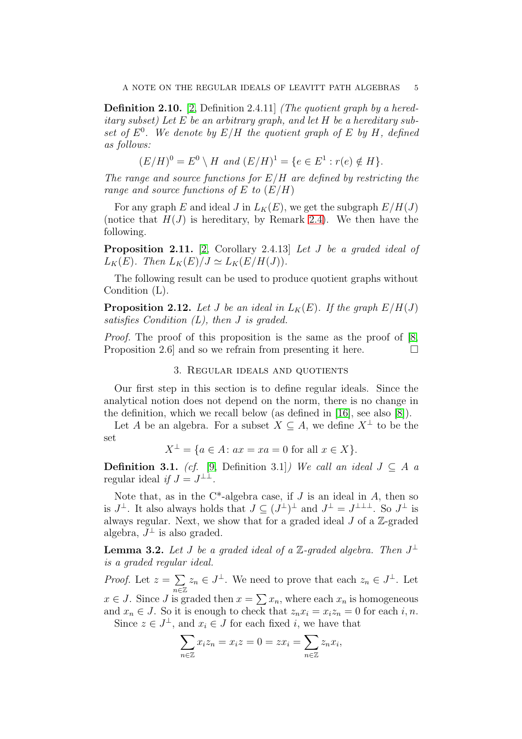**Definition 2.10.** [2, Definition 2.4.11] *(The quotient graph by a hereditary subset) Let $E$ be an arbitrary graph, and let $H$ be a hereditary subset of $E^0$. We denote by $E/H$ the quotient graph of $E$ by $H$, defined as follows:*

$$(E/H)^0 = E^0 \setminus H \text{ and } (E/H)^1 = \{e \in E^1 : r(e) \notin H\}.$$

*The range and source functions for $E/H$ are defined by restricting the range and source functions of $E$ to $(E/H)$*

For any graph $E$ and ideal $J$ in $L_K(E)$, we get the subgraph $E/H(J)$ (notice that $H(J)$ is hereditary, by Remark 2.4). We then have the following.

**Proposition 2.11.** [2, Corollary 2.4.13] *Let $J$ be a graded ideal of $L_K(E)$. Then $L_K(E)/J \simeq L_K(E/H(J))$.*

The following result can be used to produce quotient graphs without Condition (L).

**Proposition 2.12.** *Let $J$ be an ideal in $L_K(E)$. If the graph $E/H(J)$ satisfies Condition (L), then $J$ is graded.*

*Proof.* The proof of this proposition is the same as the proof of [8, Proposition 2.6] and so we refrain from presenting it here. □

## 3. Regular ideals and quotients

Our first step in this section is to define regular ideals. Since the analytical notion does not depend on the norm, there is no change in the definition, which we recall below (as defined in [16], see also [8]).

Let $A$ be an algebra. For a subset $X \subseteq A$, we define $X^\perp$ to be the set

$$X^\perp = \{a \in A \colon ax = xa = 0 \text{ for all } x \in X\}.$$

**Definition 3.1.** *(cf. [9, Definition 3.1]) We call an ideal $J \subseteq A$ a* regular ideal *if $J = J^{\perp\perp}$.*

Note that, as in the C*-algebra case, if $J$ is an ideal in $A$, then so is $J^\perp$. It also always holds that $J \subseteq (J^\perp)^\perp$ and $J^\perp = J^{\perp\perp\perp}$. So $J^\perp$ is always regular. Next, we show that for a graded ideal $J$ of a $\mathbb{Z}$-graded algebra, $J^\perp$ is also graded.

**Lemma 3.2.** *Let $J$ be a graded ideal of a $\mathbb{Z}$-graded algebra. Then $J^\perp$ is a graded regular ideal.*

*Proof.* Let $z = \sum\limits_{n\in\mathbb{Z}} z_n \in J^\perp$. We need to prove that each $z_n \in J^\perp$. Let $x \in J$. Since $J$ is graded then $x = \sum x_n$, where each $x_n$ is homogeneous and $x_n \in J$. So it is enough to check that $z_n x_i = x_i z_n = 0$ for each $i, n$.

Since $z \in J^\perp$, and $x_i \in J$ for each fixed $i$, we have that

$$\sum_{n\in\mathbb{Z}} x_i z_n = x_i z = 0 = z x_i = \sum_{n\in\mathbb{Z}} z_n x_i,$$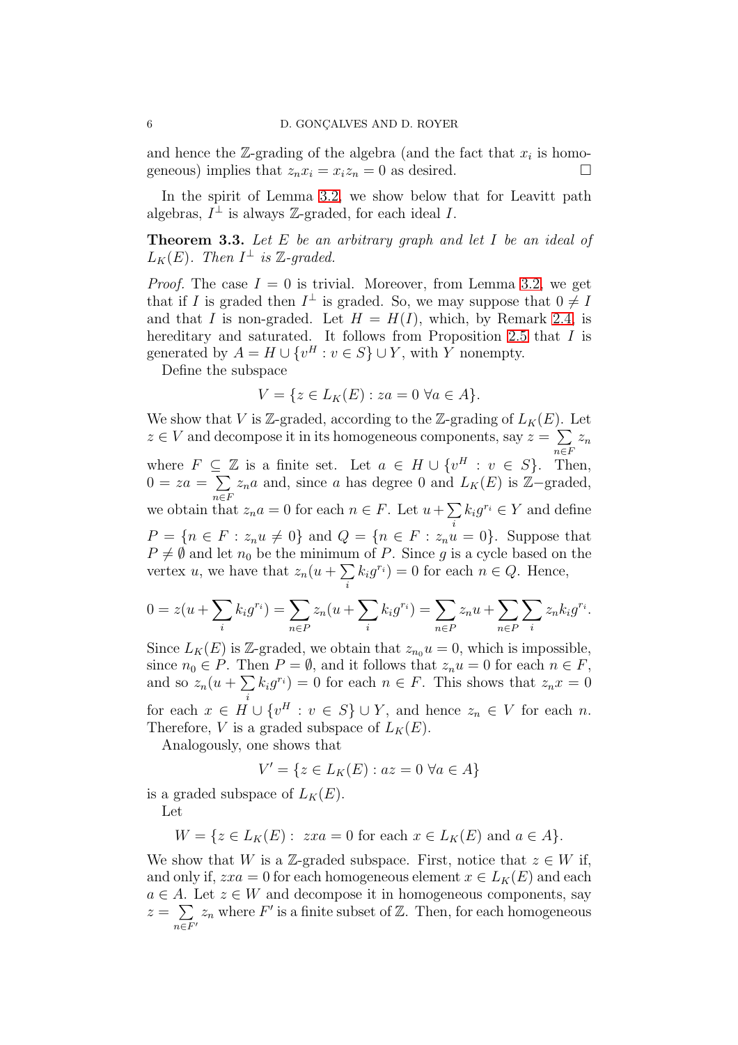and hence the $\mathbb{Z}$-grading of the algebra (and the fact that $x_i$ is homogeneous) implies that $z_n x_i = x_i z_n = 0$ as desired. $\square$

In the spirit of Lemma 3.2, we show below that for Leavitt path algebras, $I^\perp$ is always $\mathbb{Z}$-graded, for each ideal $I$.

**Theorem 3.3.** *Let $E$ be an arbitrary graph and let $I$ be an ideal of $L_K(E)$. Then $I^\perp$ is $\mathbb{Z}$-graded.*

*Proof.* The case $I = 0$ is trivial. Moreover, from Lemma 3.2, we get that if $I$ is graded then $I^\perp$ is graded. So, we may suppose that $0 \neq I$ and that $I$ is non-graded. Let $H = H(I)$, which, by Remark 2.4, is hereditary and saturated. It follows from Proposition 2.5 that $I$ is generated by $A = H \cup \{v^H : v \in S\} \cup Y$, with $Y$ nonempty.

Define the subspace

$$V = \{z \in L_K(E) : za = 0 \ \forall a \in A\}.$$

We show that $V$ is $\mathbb{Z}$-graded, according to the $\mathbb{Z}$-grading of $L_K(E)$. Let $z \in V$ and decompose it in its homogeneous components, say $z = \sum\limits_{n \in F} z_n$ where $F \subseteq \mathbb{Z}$ is a finite set. Let $a \in H \cup \{v^H : v \in S\}$. Then, $0 = za = \sum\limits_{n \in F} z_n a$ and, since $a$ has degree 0 and $L_K(E)$ is $\mathbb{Z}-$graded, we obtain that $z_n a = 0$ for each $n \in F$. Let $u + \sum\limits_i k_i g^{r_i} \in Y$ and define $P = \{n \in F : z_n u \neq 0\}$ and $Q = \{n \in F : z_n u = 0\}$. Suppose that $P \neq \emptyset$ and let $n_0$ be the minimum of $P$. Since $g$ is a cycle based on the vertex $u$, we have that $z_n(u + \sum\limits_i k_i g^{r_i}) = 0$ for each $n \in Q$. Hence,

$$0 = z(u + \sum_i k_i g^{r_i}) = \sum_{n \in P} z_n(u + \sum_i k_i g^{r_i}) = \sum_{n \in P} z_n u + \sum_{n \in P} \sum_i z_n k_i g^{r_i}.$$

Since $L_K(E)$ is $\mathbb{Z}$-graded, we obtain that $z_{n_0} u = 0$, which is impossible, since $n_0 \in P$. Then $P = \emptyset$, and it follows that $z_n u = 0$ for each $n \in F$, and so $z_n(u + \sum\limits_i k_i g^{r_i}) = 0$ for each $n \in F$. This shows that $z_n x = 0$ for each $x \in H \cup \{v^H : v \in S\} \cup Y$, and hence $z_n \in V$ for each $n$. Therefore, $V$ is a graded subspace of $L_K(E)$.

Analogously, one shows that

$$V' = \{z \in L_K(E) : az = 0 \ \forall a \in A\}$$

is a graded subspace of $L_K(E)$.

Let

$$W = \{z \in L_K(E) : \ zxa = 0 \text{ for each } x \in L_K(E) \text{ and } a \in A\}.$$

We show that $W$ is a $\mathbb{Z}$-graded subspace. First, notice that $z \in W$ if, and only if, $zxa = 0$ for each homogeneous element $x \in L_K(E)$ and each $a \in A$. Let $z \in W$ and decompose it in homogeneous components, say $z = \sum\limits_{n \in F'} z_n$ where $F'$ is a finite subset of $\mathbb{Z}$. Then, for each homogeneous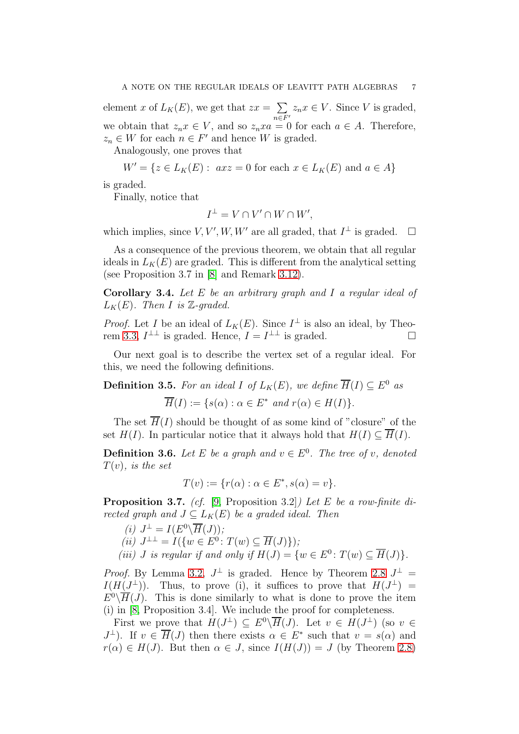element $x$ of $L_K(E)$, we get that $zx = \sum_{n \in F'} z_n x \in V$. Since $V$ is graded, we obtain that $z_n x \in V$, and so $z_n xa = 0$ for each $a \in A$. Therefore, $z_n \in W$ for each $n \in F'$ and hence $W$ is graded.

Analogously, one proves that

$$W' = \{z \in L_K(E) : \ axz = 0 \text{ for each } x \in L_K(E) \text{ and } a \in A\}$$

is graded.

Finally, notice that

$$I^\perp = V \cap V' \cap W \cap W',$$

which implies, since $V, V', W, W'$ are all graded, that $I^\perp$ is graded. $\square$

As a consequence of the previous theorem, we obtain that all regular ideals in $L_K(E)$ are graded. This is different from the analytical setting (see Proposition 3.7 in [8] and Remark 3.12).

**Corollary 3.4.** *Let $E$ be an arbitrary graph and $I$ a regular ideal of $L_K(E)$. Then $I$ is $\mathbb{Z}$-graded.*

*Proof.* Let $I$ be an ideal of $L_K(E)$. Since $I^\perp$ is also an ideal, by Theorem 3.3, $I^{\perp\perp}$ is graded. Hence, $I = I^{\perp\perp}$ is graded. $\square$

Our next goal is to describe the vertex set of a regular ideal. For this, we need the following definitions.

**Definition 3.5.** *For an ideal $I$ of $L_K(E)$, we define $\overline{H}(I) \subseteq E^0$ as*

$$\overline{H}(I) := \{s(\alpha) : \alpha \in E^* \text{ and } r(\alpha) \in H(I)\}.$$

The set $\overline{H}(I)$ should be thought of as some kind of "closure" of the set $H(I)$. In particular notice that it always hold that $H(I) \subseteq \overline{H}(I)$.

**Definition 3.6.** *Let $E$ be a graph and $v \in E^0$. The tree of $v$, denoted $T(v)$, is the set*

$$T(v) := \{r(\alpha) : \alpha \in E^*, s(\alpha) = v\}.$$

**Proposition 3.7.** *(cf. [9, Proposition 3.2]) Let $E$ be a row-finite directed graph and $J \subseteq L_K(E)$ be a graded ideal. Then*

*(i) $J^\perp = I(E^0 \backslash \overline{H}(J))$;*

*(ii) $J^{\perp\perp} = I(\{w \in E^0 : T(w) \subseteq \overline{H}(J)\})$;*

*(iii) $J$ is regular if and only if $H(J) = \{w \in E^0 : T(w) \subseteq \overline{H}(J)\}$.*

*Proof.* By Lemma 3.2, $J^\perp$ is graded. Hence by Theorem 2.8 $J^\perp = I(H(J^\perp))$. Thus, to prove (i), it suffices to prove that $H(J^\perp) = E^0 \backslash \overline{H}(J)$. This is done similarly to what is done to prove the item (i) in [8, Proposition 3.4]. We include the proof for completeness.

First we prove that $H(J^\perp) \subseteq E^0 \backslash \overline{H}(J)$. Let $v \in H(J^\perp)$ (so $v \in J^\perp$). If $v \in \overline{H}(J)$ then there exists $\alpha \in E^*$ such that $v = s(\alpha)$ and $r(\alpha) \in H(J)$. But then $\alpha \in J$, since $I(H(J)) = J$ (by Theorem 2.8)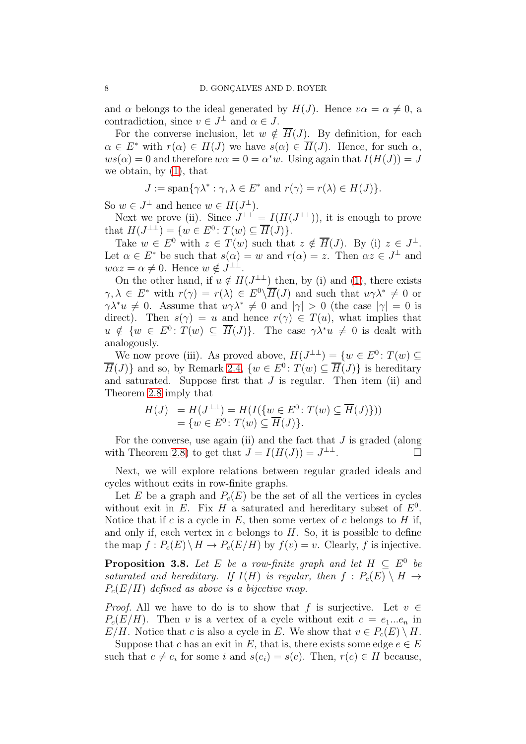and $\alpha$ belongs to the ideal generated by $H(J)$. Hence $v\alpha = \alpha \neq 0$, a contradiction, since $v \in J^\perp$ and $\alpha \in J$.

For the converse inclusion, let $w \notin \overline{H}(J)$. By definition, for each $\alpha \in E^*$ with $r(\alpha) \in H(J)$ we have $s(\alpha) \in \overline{H}(J)$. Hence, for such $\alpha$, $ws(\alpha) = 0$ and therefore $w\alpha = 0 = \alpha^* w$. Using again that $I(H(J)) = J$ we obtain, by (1), that

$$J := \text{span}\{\gamma\lambda^* : \gamma, \lambda \in E^* \text{ and } r(\gamma) = r(\lambda) \in H(J)\}.$$

So $w \in J^\perp$ and hence $w \in H(J^\perp)$.

Next we prove (ii). Since $J^{\perp\perp} = I(H(J^{\perp\perp}))$, it is enough to prove that $H(J^{\perp\perp}) = \{w \in E^0 \colon T(w) \subseteq \overline{H}(J)\}$.

Take $w \in E^0$ with $z \in T(w)$ such that $z \notin \overline{H}(J)$. By (i) $z \in J^\perp$. Let $\alpha \in E^*$ be such that $s(\alpha) = w$ and $r(\alpha) = z$. Then $\alpha z \in J^\perp$ and $w\alpha z = \alpha \neq 0$. Hence $w \notin J^{\perp\perp}$.

On the other hand, if $u \notin H(J^{\perp\perp})$ then, by (i) and (1), there exists $\gamma, \lambda \in E^*$ with $r(\gamma) = r(\lambda) \in E^0 \setminus \overline{H}(J)$ and such that $u\gamma\lambda^* \neq 0$ or $\gamma\lambda^* u \neq 0$. Assume that $u\gamma\lambda^* \neq 0$ and $|\gamma| > 0$ (the case $|\gamma| = 0$ is direct). Then $s(\gamma) = u$ and hence $r(\gamma) \in T(u)$, what implies that $u \notin \{w \in E^0 \colon T(w) \subseteq \overline{H}(J)\}$. The case $\gamma\lambda^* u \neq 0$ is dealt with analogously.

We now prove (iii). As proved above, $H(J^{\perp\perp}) = \{w \in E^0 \colon T(w) \subseteq \overline{H}(J)\}$ and so, by Remark 2.4, $\{w \in E^0 \colon T(w) \subseteq \overline{H}(J)\}$ is hereditary and saturated. Suppose first that $J$ is regular. Then item (ii) and Theorem 2.8 imply that

$$\begin{aligned} H(J) &= H(J^{\perp\perp}) = H(I(\{w \in E^0 \colon T(w) \subseteq \overline{H}(J)\})) \\ &= \{w \in E^0 \colon T(w) \subseteq \overline{H}(J)\}. \end{aligned}$$

For the converse, use again (ii) and the fact that $J$ is graded (along with Theorem 2.8) to get that $J = I(H(J)) = J^{\perp\perp}$. $\square$

Next, we will explore relations between regular graded ideals and cycles without exits in row-finite graphs.

Let $E$ be a graph and $P_c(E)$ be the set of all the vertices in cycles without exit in $E$. Fix $H$ a saturated and hereditary subset of $E^0$. Notice that if $c$ is a cycle in $E$, then some vertex of $c$ belongs to $H$ if, and only if, each vertex in $c$ belongs to $H$. So, it is possible to define the map $f : P_c(E) \setminus H \to P_c(E/H)$ by $f(v) = v$. Clearly, $f$ is injective.

**Proposition 3.8.** *Let $E$ be a row-finite graph and let $H \subseteq E^0$ be saturated and hereditary. If $I(H)$ is regular, then $f : P_c(E) \setminus H \to P_c(E/H)$ defined as above is a bijective map.*

*Proof.* All we have to do is to show that $f$ is surjective. Let $v \in P_c(E/H)$. Then $v$ is a vertex of a cycle without exit $c = e_1 ... e_n$ in $E/H$. Notice that $c$ is also a cycle in $E$. We show that $v \in P_c(E) \setminus H$.

Suppose that $c$ has an exit in $E$, that is, there exists some edge $e \in E$ such that $e \neq e_i$ for some $i$ and $s(e_i) = s(e)$. Then, $r(e) \in H$ because,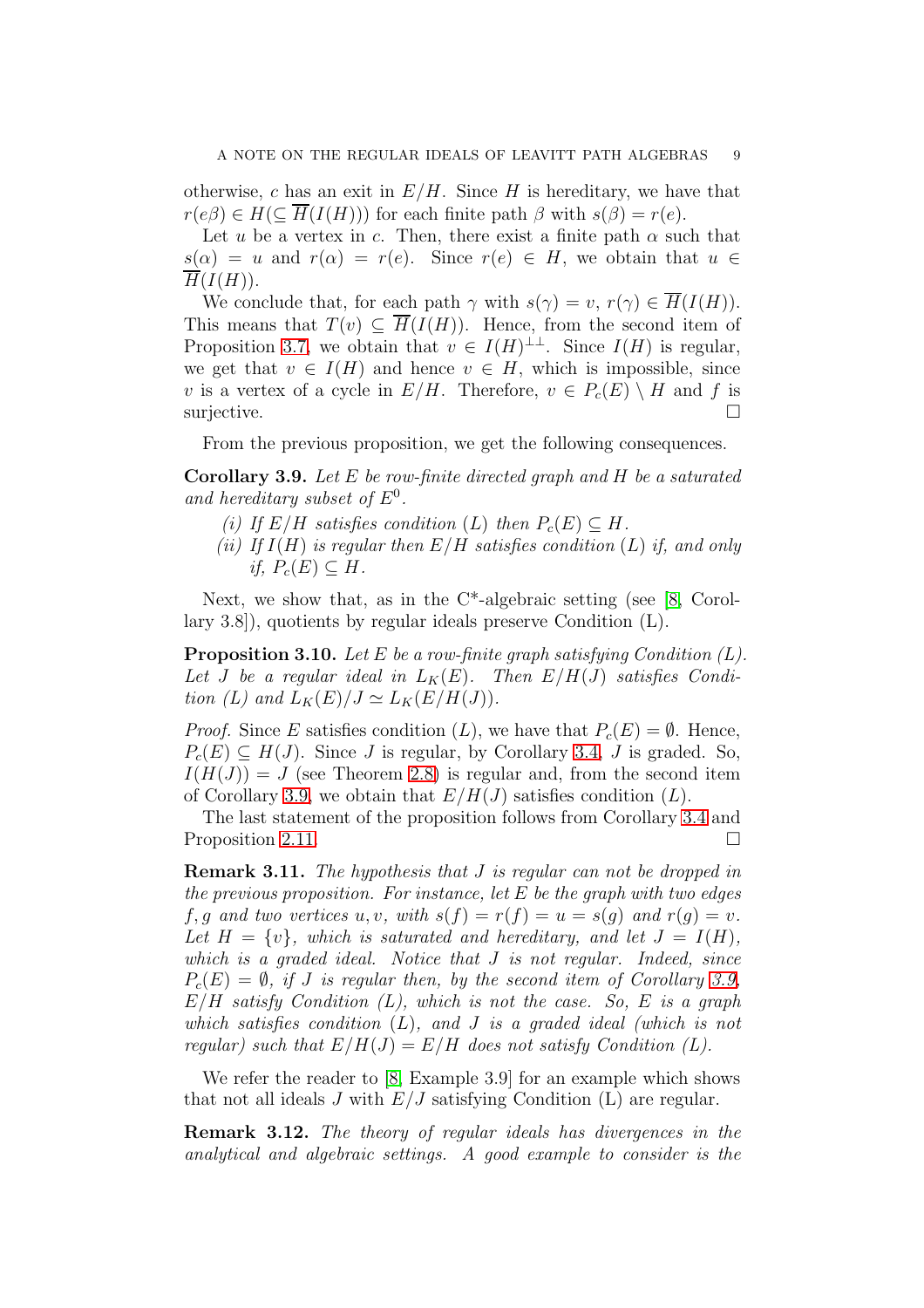otherwise, $c$ has an exit in $E/H$. Since $H$ is hereditary, we have that $r(e\beta) \in H (\subseteq \overline{H}(I(H)))$ for each finite path $\beta$ with $s(\beta) = r(e)$.

Let $u$ be a vertex in $c$. Then, there exist a finite path $\alpha$ such that $s(\alpha) = u$ and $r(\alpha) = r(e)$. Since $r(e) \in H$, we obtain that $u \in \overline{H}(I(H))$.

We conclude that, for each path $\gamma$ with $s(\gamma) = v$, $r(\gamma) \in \overline{H}(I(H))$. This means that $T(v) \subseteq \overline{H}(I(H))$. Hence, from the second item of Proposition 3.7, we obtain that $v \in I(H)^{\perp\perp}$. Since $I(H)$ is regular, we get that $v \in I(H)$ and hence $v \in H$, which is impossible, since $v$ is a vertex of a cycle in $E/H$. Therefore, $v \in P_c(E) \setminus H$ and $f$ is surjective. □

From the previous proposition, we get the following consequences.

**Corollary 3.9.** *Let $E$ be row-finite directed graph and $H$ be a saturated and hereditary subset of $E^0$.*

*(i) If $E/H$ satisfies condition $(L)$ then $P_c(E) \subseteq H$.*

*(ii) If $I(H)$ is regular then $E/H$ satisfies condition $(L)$ if, and only if, $P_c(E) \subseteq H$.*

Next, we show that, as in the C*-algebraic setting (see [8, Corollary 3.8]), quotients by regular ideals preserve Condition (L).

**Proposition 3.10.** *Let $E$ be a row-finite graph satisfying Condition (L). Let $J$ be a regular ideal in $L_K(E)$. Then $E/H(J)$ satisfies Condition (L) and $L_K(E)/J \simeq L_K(E/H(J))$.*

*Proof.* Since $E$ satisfies condition $(L)$, we have that $P_c(E) = \emptyset$. Hence, $P_c(E) \subseteq H(J)$. Since $J$ is regular, by Corollary 3.4, $J$ is graded. So, $I(H(J)) = J$ (see Theorem 2.8) is regular and, from the second item of Corollary 3.9, we obtain that $E/H(J)$ satisfies condition $(L)$.

The last statement of the proposition follows from Corollary 3.4 and Proposition 2.11. □

**Remark 3.11.** *The hypothesis that $J$ is regular can not be dropped in the previous proposition. For instance, let $E$ be the graph with two edges $f, g$ and two vertices $u, v$, with $s(f) = r(f) = u = s(g)$ and $r(g) = v$. Let $H = \{v\}$, which is saturated and hereditary, and let $J = I(H)$, which is a graded ideal. Notice that $J$ is not regular. Indeed, since $P_c(E) = \emptyset$, if $J$ is regular then, by the second item of Corollary 3.9, $E/H$ satisfy Condition (L), which is not the case. So, $E$ is a graph which satisfies condition $(L)$, and $J$ is a graded ideal (which is not regular) such that $E/H(J) = E/H$ does not satisfy Condition (L).*

We refer the reader to [8, Example 3.9] for an example which shows that not all ideals $J$ with $E/J$ satisfying Condition (L) are regular.

**Remark 3.12.** *The theory of regular ideals has divergences in the analytical and algebraic settings. A good example to consider is the*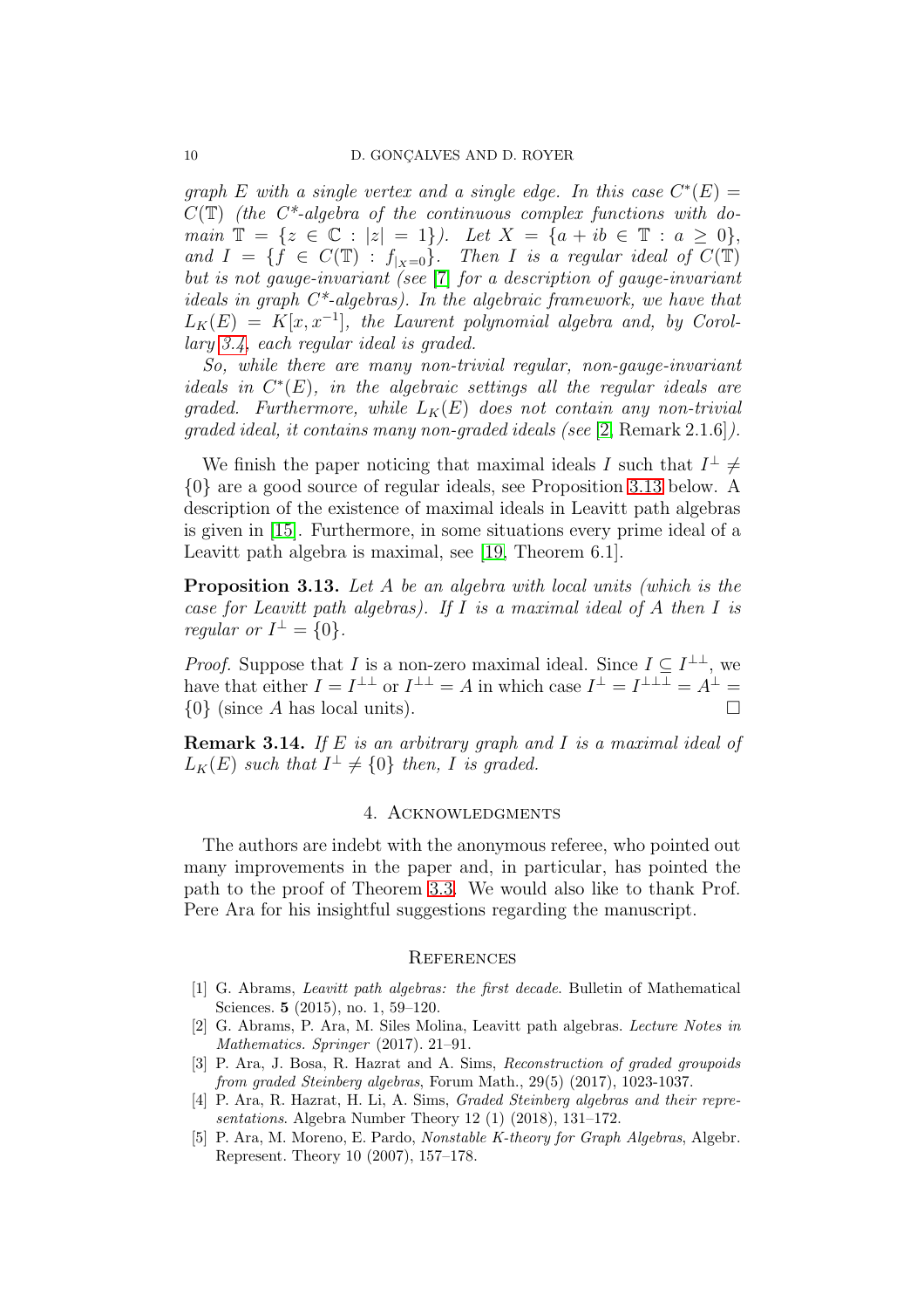*graph $E$ with a single vertex and a single edge. In this case $C^*(E) = C(\mathbb{T})$ (the $C^*$-algebra of the continuous complex functions with domain $\mathbb{T} = \{z \in \mathbb{C} : |z| = 1\}$). Let $X = \{a + ib \in \mathbb{T} : a \geq 0\}$, and $I = \{f \in C(\mathbb{T}) : f_{|X=0}\}$. Then $I$ is a regular ideal of $C(\mathbb{T})$ but is not gauge-invariant (see [7] for a description of gauge-invariant ideals in graph $C^*$-algebras). In the algebraic framework, we have that $L_K(E) = K[x, x^{-1}]$, the Laurent polynomial algebra and, by Corollary 3.4, each regular ideal is graded.*

*So, while there are many non-trivial regular, non-gauge-invariant ideals in $C^*(E)$, in the algebraic settings all the regular ideals are graded. Furthermore, while $L_K(E)$ does not contain any non-trivial graded ideal, it contains many non-graded ideals (see [2, Remark 2.1.6]).*

We finish the paper noticing that maximal ideals $I$ such that $I^\perp \neq \{0\}$ are a good source of regular ideals, see Proposition 3.13 below. A description of the existence of maximal ideals in Leavitt path algebras is given in [15]. Furthermore, in some situations every prime ideal of a Leavitt path algebra is maximal, see [19, Theorem 6.1].

**Proposition 3.13.** *Let $A$ be an algebra with local units (which is the case for Leavitt path algebras). If $I$ is a maximal ideal of $A$ then $I$ is regular or $I^\perp = \{0\}$.*

*Proof.* Suppose that $I$ is a non-zero maximal ideal. Since $I \subseteq I^{\perp\perp}$, we have that either $I = I^{\perp\perp}$ or $I^{\perp\perp} = A$ in which case $I^\perp = I^{\perp\perp\perp} = A^\perp = \{0\}$ (since $A$ has local units). □

**Remark 3.14.** *If $E$ is an arbitrary graph and $I$ is a maximal ideal of $L_K(E)$ such that $I^\perp \neq \{0\}$ then, $I$ is graded.*

## 4. Acknowledgments

The authors are indebt with the anonymous referee, who pointed out many improvements in the paper and, in particular, has pointed the path to the proof of Theorem 3.3. We would also like to thank Prof. Pere Ara for his insightful suggestions regarding the manuscript.

## References

[1] G. Abrams, *Leavitt path algebras: the first decade*. Bulletin of Mathematical Sciences. **5** (2015), no. 1, 59–120.

[2] G. Abrams, P. Ara, M. Siles Molina, Leavitt path algebras. *Lecture Notes in Mathematics. Springer* (2017). 21–91.

[3] P. Ara, J. Bosa, R. Hazrat and A. Sims, *Reconstruction of graded groupoids from graded Steinberg algebras*, Forum Math., 29(5) (2017), 1023-1037.

[4] P. Ara, R. Hazrat, H. Li, A. Sims, *Graded Steinberg algebras and their representations*. Algebra Number Theory 12 (1) (2018), 131–172.

[5] P. Ara, M. Moreno, E. Pardo, *Nonstable K-theory for Graph Algebras*, Algebr. Represent. Theory 10 (2007), 157–178.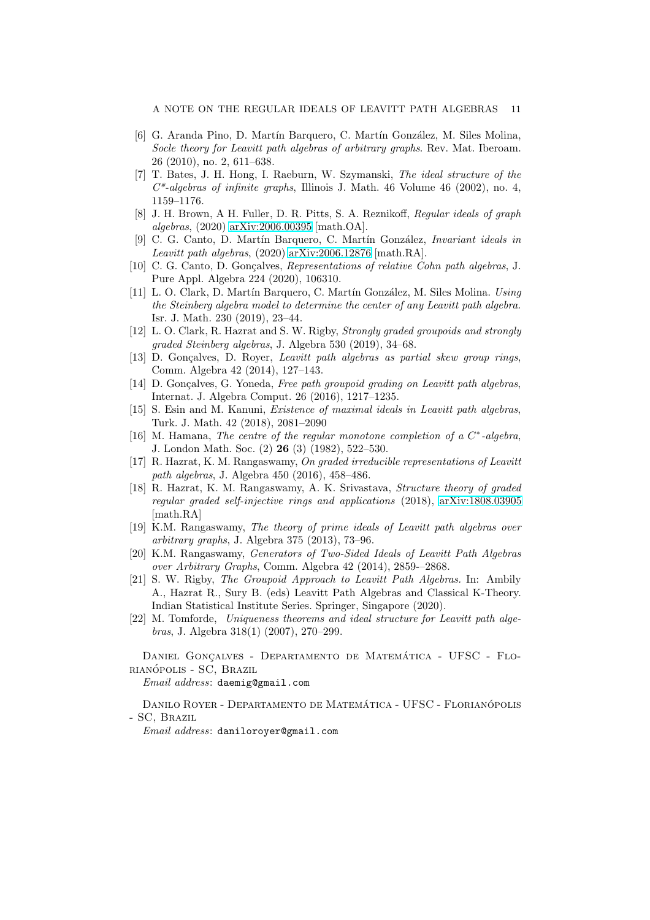[6] G. Aranda Pino, D. Martín Barquero, C. Martín González, M. Siles Molina, *Socle theory for Leavitt path algebras of arbitrary graphs*. Rev. Mat. Iberoam. 26 (2010), no. 2, 611–638.

[7] T. Bates, J. H. Hong, I. Raeburn, W. Szymanski, *The ideal structure of the $C^*$-algebras of infinite graphs*, Illinois J. Math. 46 Volume 46 (2002), no. 4, 1159–1176.

[8] J. H. Brown, A H. Fuller, D. R. Pitts, S. A. Reznikoff, *Regular ideals of graph algebras*, (2020) arXiv:2006.00395 [math.OA].

[9] C. G. Canto, D. Martín Barquero, C. Martín González, *Invariant ideals in Leavitt path algebras*, (2020) arXiv:2006.12876 [math.RA].

[10] C. G. Canto, D. Gonçalves, *Representations of relative Cohn path algebras*, J. Pure Appl. Algebra 224 (2020), 106310.

[11] L. O. Clark, D. Martín Barquero, C. Martín González, M. Siles Molina. *Using the Steinberg algebra model to determine the center of any Leavitt path algebra*. Isr. J. Math. 230 (2019), 23–44.

[12] L. O. Clark, R. Hazrat and S. W. Rigby, *Strongly graded groupoids and strongly graded Steinberg algebras*, J. Algebra 530 (2019), 34–68.

[13] D. Gonçalves, D. Royer, *Leavitt path algebras as partial skew group rings*, Comm. Algebra 42 (2014), 127–143.

[14] D. Gonçalves, G. Yoneda, *Free path groupoid grading on Leavitt path algebras*, Internat. J. Algebra Comput. 26 (2016), 1217–1235.

[15] S. Esin and M. Kanuni, *Existence of maximal ideals in Leavitt path algebras*, Turk. J. Math. 42 (2018), 2081–2090

[16] M. Hamana, *The centre of the regular monotone completion of a $C^*$-algebra*, J. London Math. Soc. (2) **26** (3) (1982), 522–530.

[17] R. Hazrat, K. M. Rangaswamy, *On graded irreducible representations of Leavitt path algebras*, J. Algebra 450 (2016), 458–486.

[18] R. Hazrat, K. M. Rangaswamy, A. K. Srivastava, *Structure theory of graded regular graded self-injective rings and applications* (2018), arXiv:1808.03905 [math.RA]

[19] K.M. Rangaswamy, *The theory of prime ideals of Leavitt path algebras over arbitrary graphs*, J. Algebra 375 (2013), 73–96.

[20] K.M. Rangaswamy, *Generators of Two-Sided Ideals of Leavitt Path Algebras over Arbitrary Graphs*, Comm. Algebra 42 (2014), 2859-–2868.

[21] S. W. Rigby, *The Groupoid Approach to Leavitt Path Algebras*. In: Ambily A., Hazrat R., Sury B. (eds) Leavitt Path Algebras and Classical K-Theory. Indian Statistical Institute Series. Springer, Singapore (2020).

[22] M. Tomforde, *Uniqueness theorems and ideal structure for Leavitt path algebras*, J. Algebra 318(1) (2007), 270–299.

Daniel Gonçalves - Departamento de Matemática - UFSC - Florianópolis - SC, Brazil

*Email address*: daemig@gmail.com

Danilo Royer - Departamento de Matemática - UFSC - Florianópolis - SC, Brazil

*Email address*: daniloroyer@gmail.com